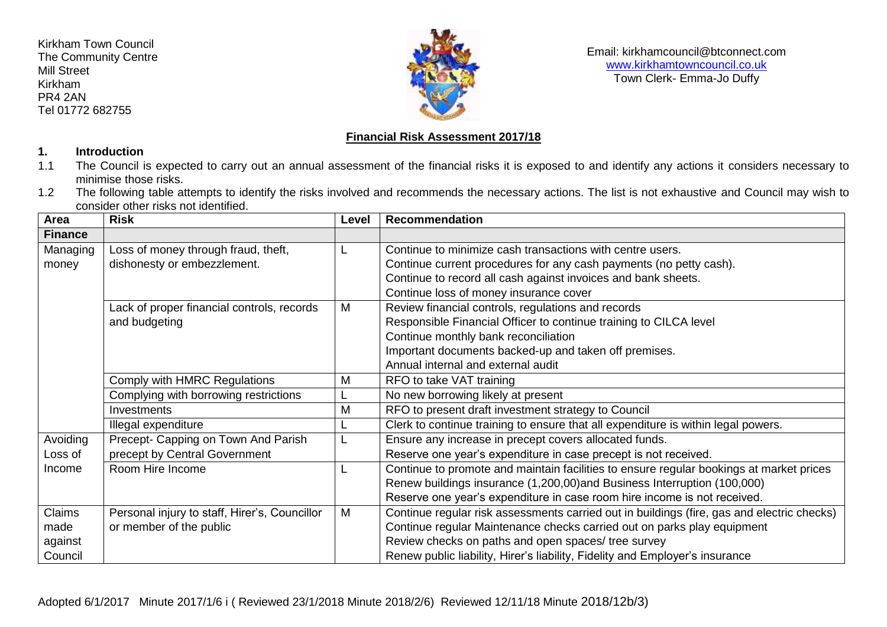Kirkham Town Council
The Community Centre
Mill Street
Kirkham
PR4 2AN
Tel 01772 682755

Email: kirkhamcouncil@btconnect.com
www.kirkhamtowncouncil.co.uk
Town Clerk- Emma-Jo Duffy

## Financial Risk Assessment 2017/18

### 1. Introduction

1.1 The Council is expected to carry out an annual assessment of the financial risks it is exposed to and identify any actions it considers necessary to minimise those risks.

1.2 The following table attempts to identify the risks involved and recommends the necessary actions. The list is not exhaustive and Council may wish to consider other risks not identified.

| Area | Risk | Level | Recommendation |
|---|---|---|---|
| **Finance** | | | |
| Managing money | Loss of money through fraud, theft, dishonesty or embezzlement. | L | Continue to minimize cash transactions with centre users.<br>Continue current procedures for any cash payments (no petty cash).<br>Continue to record all cash against invoices and bank sheets.<br>Continue loss of money insurance cover |
| | Lack of proper financial controls, records and budgeting | M | Review financial controls, regulations and records<br>Responsible Financial Officer to continue training to CILCA level<br>Continue monthly bank reconciliation<br>Important documents backed-up and taken off premises.<br>Annual internal and external audit |
| | Comply with HMRC Regulations | M | RFO to take VAT training |
| | Complying with borrowing restrictions | L | No new borrowing likely at present |
| | Investments | M | RFO to present draft investment strategy to Council |
| | Illegal expenditure | L | Clerk to continue training to ensure that all expenditure is within legal powers. |
| Avoiding Loss of Income | Precept- Capping on Town And Parish precept by Central Government | L | Ensure any increase in precept covers allocated funds.<br>Reserve one year's expenditure in case precept is not received. |
| | Room Hire Income | L | Continue to promote and maintain facilities to ensure regular bookings at market prices<br>Renew buildings insurance (1,200,00)and Business Interruption (100,000)<br>Reserve one year's expenditure in case room hire income is not received. |
| Claims made against Council | Personal injury to staff, Hirer's, Councillor or member of the public | M | Continue regular risk assessments carried out in buildings (fire, gas and electric checks)<br>Continue regular Maintenance checks carried out on parks play equipment<br>Review checks on paths and open spaces/ tree survey<br>Renew public liability, Hirer's liability, Fidelity and Employer's insurance |

Adopted 6/1/2017 Minute 2017/1/6 i ( Reviewed 23/1/2018 Minute 2018/2/6) Reviewed 12/11/18 Minute 2018/12b/3)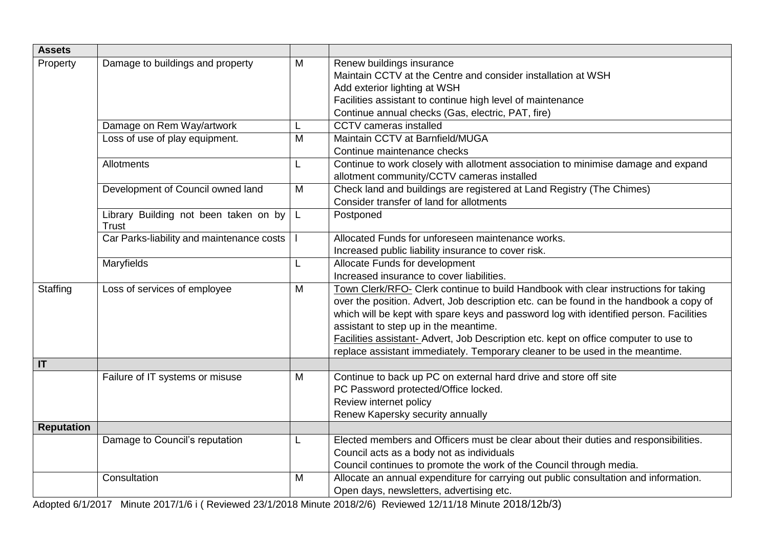| **Assets** | | | |
|---|---|---|---|
| Property | Damage to buildings and property | M | Renew buildings insurance<br>Maintain CCTV at the Centre and consider installation at WSH<br>Add exterior lighting at WSH<br>Facilities assistant to continue high level of maintenance<br>Continue annual checks (Gas, electric, PAT, fire) |
| | Damage on Rem Way/artwork | L | CCTV cameras installed |
| | Loss of use of play equipment. | M | Maintain CCTV at Barnfield/MUGA<br>Continue maintenance checks |
| | Allotments | L | Continue to work closely with allotment association to minimise damage and expand allotment community/CCTV cameras installed |
| | Development of Council owned land | M | Check land and buildings are registered at Land Registry (The Chimes)<br>Consider transfer of land for allotments |
| | Library Building not been taken on by Trust | L | Postponed |
| | Car Parks-liability and maintenance costs | l | Allocated Funds for unforeseen maintenance works.<br>Increased public liability insurance to cover risk. |
| | Maryfields | L | Allocate Funds for development<br>Increased insurance to cover liabilities. |
| Staffing | Loss of services of employee | M | Town Clerk/RFO- Clerk continue to build Handbook with clear instructions for taking over the position. Advert, Job description etc. can be found in the handbook a copy of which will be kept with spare keys and password log with identified person. Facilities assistant to step up in the meantime.<br>Facilities assistant- Advert, Job Description etc. kept on office computer to use to replace assistant immediately. Temporary cleaner to be used in the meantime. |
| **IT** | | | |
| | Failure of IT systems or misuse | M | Continue to back up PC on external hard drive and store off site<br>PC Password protected/Office locked.<br>Review internet policy<br>Renew Kapersky security annually |
| **Reputation** | | | |
| | Damage to Council's reputation | L | Elected members and Officers must be clear about their duties and responsibilities.<br>Council acts as a body not as individuals<br>Council continues to promote the work of the Council through media. |
| | Consultation | M | Allocate an annual expenditure for carrying out public consultation and information.<br>Open days, newsletters, advertising etc. |

Adopted 6/1/2017 Minute 2017/1/6 i ( Reviewed 23/1/2018 Minute 2018/2/6) Reviewed 12/11/18 Minute 2018/12b/3)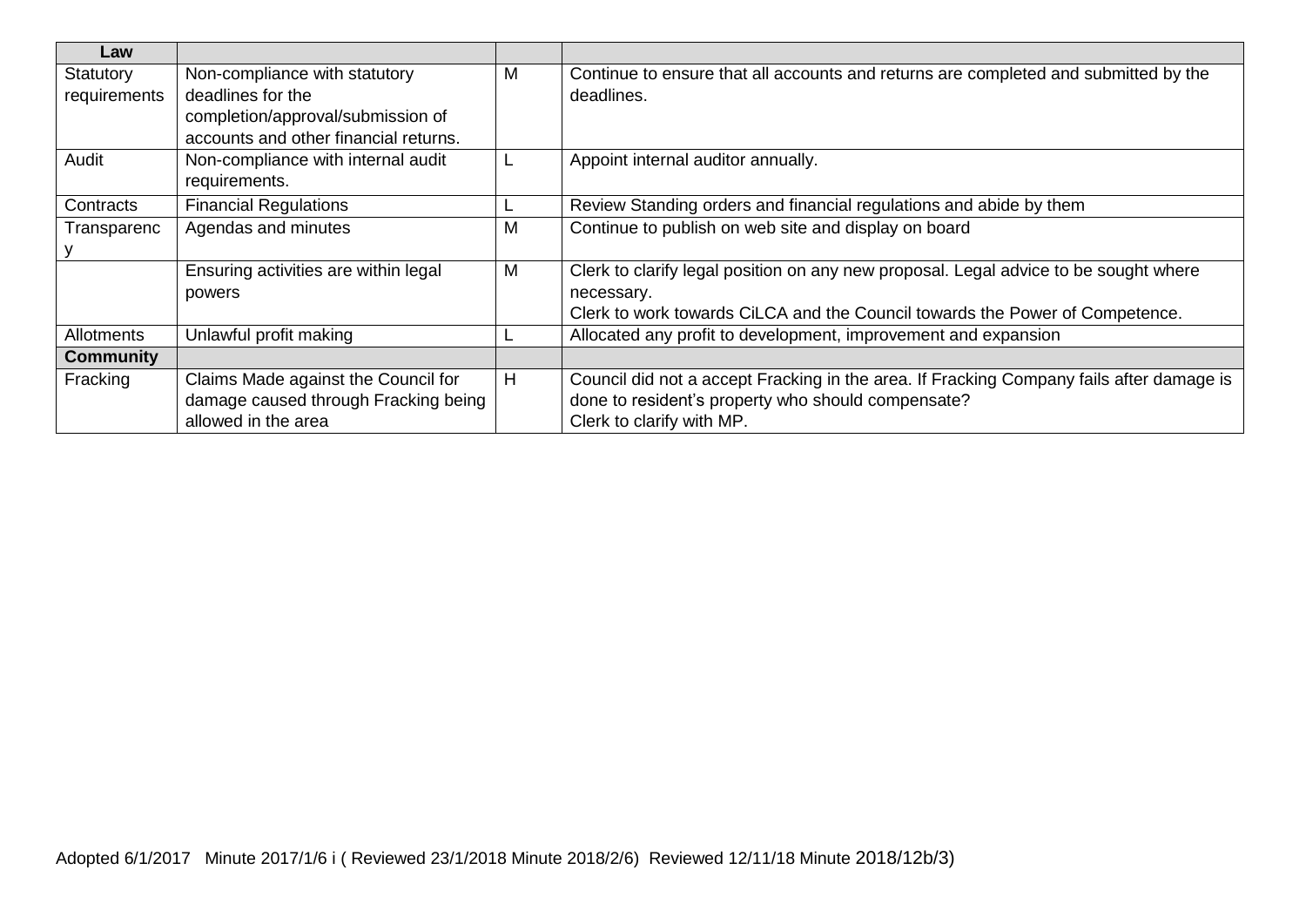| Law | | | |
|---|---|---|---|
| Statutory requirements | Non-compliance with statutory deadlines for the completion/approval/submission of accounts and other financial returns. | M | Continue to ensure that all accounts and returns are completed and submitted by the deadlines. |
| Audit | Non-compliance with internal audit requirements. | L | Appoint internal auditor annually. |
| Contracts | Financial Regulations | L | Review Standing orders and financial regulations and abide by them |
| Transparency | Agendas and minutes | M | Continue to publish on web site and display on board |
| | Ensuring activities are within legal powers | M | Clerk to clarify legal position on any new proposal. Legal advice to be sought where necessary.<br>Clerk to work towards CiLCA and the Council towards the Power of Competence. |
| Allotments | Unlawful profit making | L | Allocated any profit to development, improvement and expansion |
| **Community** | | | |
| Fracking | Claims Made against the Council for damage caused through Fracking being allowed in the area | H | Council did not a accept Fracking in the area. If Fracking Company fails after damage is done to resident's property who should compensate?<br>Clerk to clarify with MP. |

Adopted 6/1/2017 Minute 2017/1/6 i ( Reviewed 23/1/2018 Minute 2018/2/6) Reviewed 12/11/18 Minute 2018/12b/3)